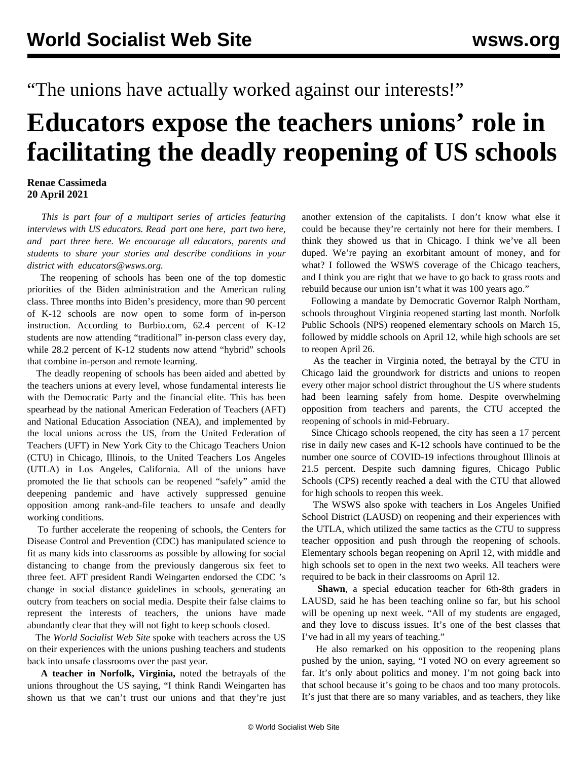“The unions have actually worked against our interests!”

# Educators expose the teachers unions’ role in facilitating the deadly reopening of US schools

**Renae Cassimeda**
**20 April 2021**

*This is part four of a multipart series of articles featuring interviews with US educators. Read part one here, part two here, and part three here. We encourage all educators, parents and students to share your stories and describe conditions in your district with educators@wsws.org.*

The reopening of schools has been one of the top domestic priorities of the Biden administration and the American ruling class. Three months into Biden’s presidency, more than 90 percent of K-12 schools are now open to some form of in-person instruction. According to Burbio.com, 62.4 percent of K-12 students are now attending “traditional” in-person class every day, while 28.2 percent of K-12 students now attend “hybrid” schools that combine in-person and remote learning.

The deadly reopening of schools has been aided and abetted by the teachers unions at every level, whose fundamental interests lie with the Democratic Party and the financial elite. This has been spearhead by the national American Federation of Teachers (AFT) and National Education Association (NEA), and implemented by the local unions across the US, from the United Federation of Teachers (UFT) in New York City to the Chicago Teachers Union (CTU) in Chicago, Illinois, to the United Teachers Los Angeles (UTLA) in Los Angeles, California. All of the unions have promoted the lie that schools can be reopened “safely” amid the deepening pandemic and have actively suppressed genuine opposition among rank-and-file teachers to unsafe and deadly working conditions.

To further accelerate the reopening of schools, the Centers for Disease Control and Prevention (CDC) has manipulated science to fit as many kids into classrooms as possible by allowing for social distancing to change from the previously dangerous six feet to three feet. AFT president Randi Weingarten endorsed the CDC ’s change in social distance guidelines in schools, generating an outcry from teachers on social media. Despite their false claims to represent the interests of teachers, the unions have made abundantly clear that they will not fight to keep schools closed.

The *World Socialist Web Site* spoke with teachers across the US on their experiences with the unions pushing teachers and students back into unsafe classrooms over the past year.

**A teacher in Norfolk, Virginia,** noted the betrayals of the unions throughout the US saying, “I think Randi Weingarten has shown us that we can’t trust our unions and that they’re just another extension of the capitalists. I don’t know what else it could be because they’re certainly not here for their members. I think they showed us that in Chicago. I think we’ve all been duped. We’re paying an exorbitant amount of money, and for what? I followed the WSWS coverage of the Chicago teachers, and I think you are right that we have to go back to grass roots and rebuild because our union isn’t what it was 100 years ago.”

Following a mandate by Democratic Governor Ralph Northam, schools throughout Virginia reopened starting last month. Norfolk Public Schools (NPS) reopened elementary schools on March 15, followed by middle schools on April 12, while high schools are set to reopen April 26.

As the teacher in Virginia noted, the betrayal by the CTU in Chicago laid the groundwork for districts and unions to reopen every other major school district throughout the US where students had been learning safely from home. Despite overwhelming opposition from teachers and parents, the CTU accepted the reopening of schools in mid-February.

Since Chicago schools reopened, the city has seen a 17 percent rise in daily new cases and K-12 schools have continued to be the number one source of COVID-19 infections throughout Illinois at 21.5 percent. Despite such damning figures, Chicago Public Schools (CPS) recently reached a deal with the CTU that allowed for high schools to reopen this week.

The WSWS also spoke with teachers in Los Angeles Unified School District (LAUSD) on reopening and their experiences with the UTLA, which utilized the same tactics as the CTU to suppress teacher opposition and push through the reopening of schools. Elementary schools began reopening on April 12, with middle and high schools set to open in the next two weeks. All teachers were required to be back in their classrooms on April 12.

**Shawn**, a special education teacher for 6th-8th graders in LAUSD, said he has been teaching online so far, but his school will be opening up next week. “All of my students are engaged, and they love to discuss issues. It’s one of the best classes that I’ve had in all my years of teaching.”

He also remarked on his opposition to the reopening plans pushed by the union, saying, “I voted NO on every agreement so far. It’s only about politics and money. I’m not going back into that school because it’s going to be chaos and too many protocols. It’s just that there are so many variables, and as teachers, they like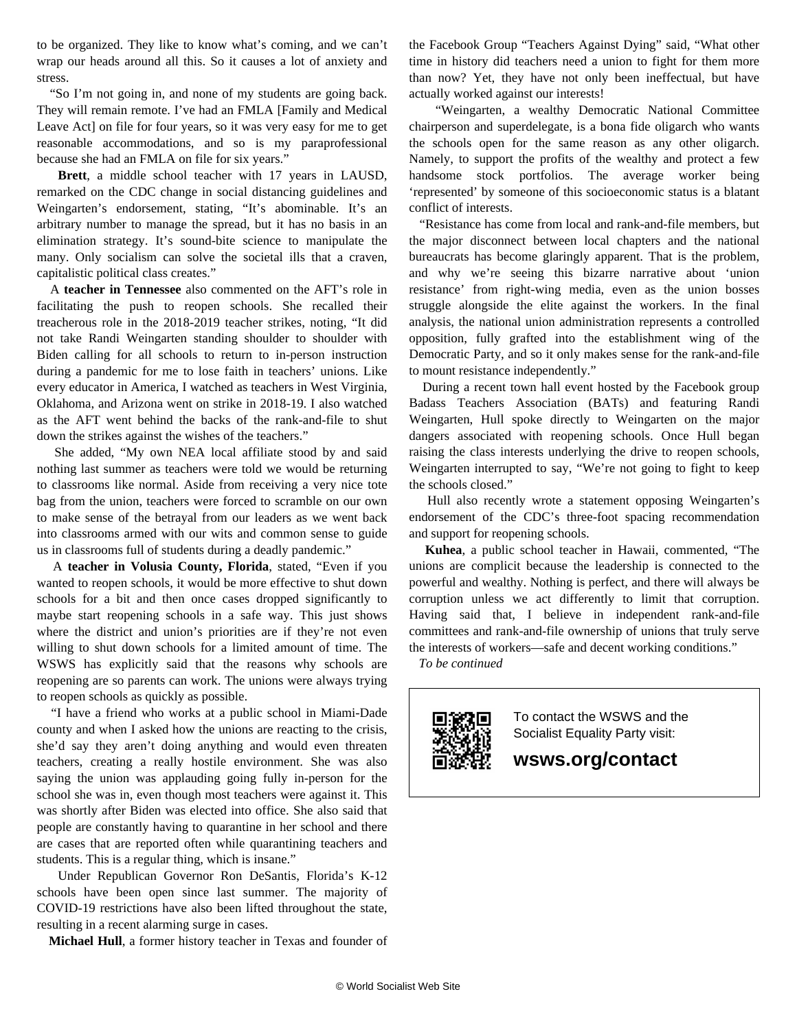to be organized. They like to know what's coming, and we can't wrap our heads around all this. So it causes a lot of anxiety and stress.

"So I'm not going in, and none of my students are going back. They will remain remote. I've had an FMLA [Family and Medical Leave Act] on file for four years, so it was very easy for me to get reasonable accommodations, and so is my paraprofessional because she had an FMLA on file for six years."

**Brett**, a middle school teacher with 17 years in LAUSD, remarked on the CDC change in social distancing guidelines and Weingarten's endorsement, stating, "It's abominable. It's an arbitrary number to manage the spread, but it has no basis in an elimination strategy. It's sound-bite science to manipulate the many. Only socialism can solve the societal ills that a craven, capitalistic political class creates."

A **teacher in Tennessee** also commented on the AFT's role in facilitating the push to reopen schools. She recalled their treacherous role in the 2018-2019 teacher strikes, noting, "It did not take Randi Weingarten standing shoulder to shoulder with Biden calling for all schools to return to in-person instruction during a pandemic for me to lose faith in teachers' unions. Like every educator in America, I watched as teachers in West Virginia, Oklahoma, and Arizona went on strike in 2018-19. I also watched as the AFT went behind the backs of the rank-and-file to shut down the strikes against the wishes of the teachers."

She added, "My own NEA local affiliate stood by and said nothing last summer as teachers were told we would be returning to classrooms like normal. Aside from receiving a very nice tote bag from the union, teachers were forced to scramble on our own to make sense of the betrayal from our leaders as we went back into classrooms armed with our wits and common sense to guide us in classrooms full of students during a deadly pandemic."

A **teacher in Volusia County, Florida**, stated, "Even if you wanted to reopen schools, it would be more effective to shut down schools for a bit and then once cases dropped significantly to maybe start reopening schools in a safe way. This just shows where the district and union's priorities are if they're not even willing to shut down schools for a limited amount of time. The WSWS has explicitly said that the reasons why schools are reopening are so parents can work. The unions were always trying to reopen schools as quickly as possible.

"I have a friend who works at a public school in Miami-Dade county and when I asked how the unions are reacting to the crisis, she'd say they aren't doing anything and would even threaten teachers, creating a really hostile environment. She was also saying the union was applauding going fully in-person for the school she was in, even though most teachers were against it. This was shortly after Biden was elected into office. She also said that people are constantly having to quarantine in her school and there are cases that are reported often while quarantining teachers and students. This is a regular thing, which is insane."

Under Republican Governor Ron DeSantis, Florida's K-12 schools have been open since last summer. The majority of COVID-19 restrictions have also been lifted throughout the state, resulting in a recent alarming surge in cases.

**Michael Hull**, a former history teacher in Texas and founder of the Facebook Group "Teachers Against Dying" said, "What other time in history did teachers need a union to fight for them more than now? Yet, they have not only been ineffectual, but have actually worked against our interests!

"Weingarten, a wealthy Democratic National Committee chairperson and superdelegate, is a bona fide oligarch who wants the schools open for the same reason as any other oligarch. Namely, to support the profits of the wealthy and protect a few handsome stock portfolios. The average worker being 'represented' by someone of this socioeconomic status is a blatant conflict of interests.

"Resistance has come from local and rank-and-file members, but the major disconnect between local chapters and the national bureaucrats has become glaringly apparent. That is the problem, and why we're seeing this bizarre narrative about 'union resistance' from right-wing media, even as the union bosses struggle alongside the elite against the workers. In the final analysis, the national union administration represents a controlled opposition, fully grafted into the establishment wing of the Democratic Party, and so it only makes sense for the rank-and-file to mount resistance independently."

During a recent town hall event hosted by the Facebook group Badass Teachers Association (BATs) and featuring Randi Weingarten, Hull spoke directly to Weingarten on the major dangers associated with reopening schools. Once Hull began raising the class interests underlying the drive to reopen schools, Weingarten interrupted to say, "We're not going to fight to keep the schools closed."

Hull also recently wrote a statement opposing Weingarten's endorsement of the CDC's three-foot spacing recommendation and support for reopening schools.

**Kuhea**, a public school teacher in Hawaii, commented, "The unions are complicit because the leadership is connected to the powerful and wealthy. Nothing is perfect, and there will always be corruption unless we act differently to limit that corruption. Having said that, I believe in independent rank-and-file committees and rank-and-file ownership of unions that truly serve the interests of workers—safe and decent working conditions."

*To be continued*

To contact the WSWS and the Socialist Equality Party visit:

**wsws.org/contact**